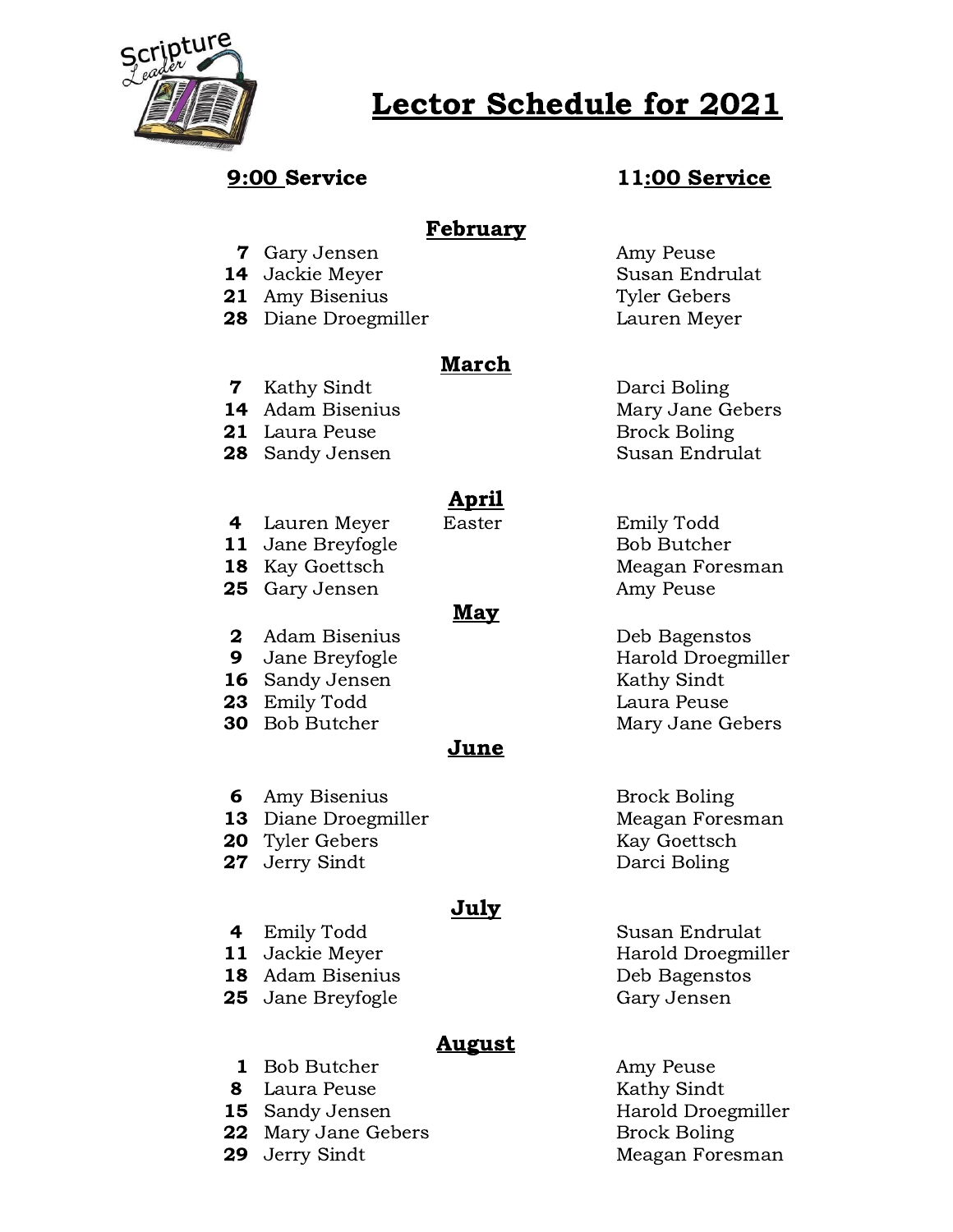# Lector Schedule for 2021

| | 9:00 Service | | 11:00 Service |
|---|---|---|---|
| | | **February** | |
| 7 | Gary Jensen | | Amy Peuse |
| 14 | Jackie Meyer | | Susan Endrulat |
| 21 | Amy Bisenius | | Tyler Gebers |
| 28 | Diane Droegmiller | | Lauren Meyer |
| | | **March** | |
| 7 | Kathy Sindt | | Darci Boling |
| 14 | Adam Bisenius | | Mary Jane Gebers |
| 21 | Laura Peuse | | Brock Boling |
| 28 | Sandy Jensen | | Susan Endrulat |
| | | **April** | |
| 4 | Lauren Meyer | Easter | Emily Todd |
| 11 | Jane Breyfogle | | Bob Butcher |
| 18 | Kay Goettsch | | Meagan Foresman |
| 25 | Gary Jensen | | Amy Peuse |
| | | **May** | |
| 2 | Adam Bisenius | | Deb Bagenstos |
| 9 | Jane Breyfogle | | Harold Droegmiller |
| 16 | Sandy Jensen | | Kathy Sindt |
| 23 | Emily Todd | | Laura Peuse |
| 30 | Bob Butcher | | Mary Jane Gebers |
| | | **June** | |
| 6 | Amy Bisenius | | Brock Boling |
| 13 | Diane Droegmiller | | Meagan Foresman |
| 20 | Tyler Gebers | | Kay Goettsch |
| 27 | Jerry Sindt | | Darci Boling |
| | | **July** | |
| 4 | Emily Todd | | Susan Endrulat |
| 11 | Jackie Meyer | | Harold Droegmiller |
| 18 | Adam Bisenius | | Deb Bagenstos |
| 25 | Jane Breyfogle | | Gary Jensen |
| | | **August** | |
| 1 | Bob Butcher | | Amy Peuse |
| 8 | Laura Peuse | | Kathy Sindt |
| 15 | Sandy Jensen | | Harold Droegmiller |
| 22 | Mary Jane Gebers | | Brock Boling |
| 29 | Jerry Sindt | | Meagan Foresman |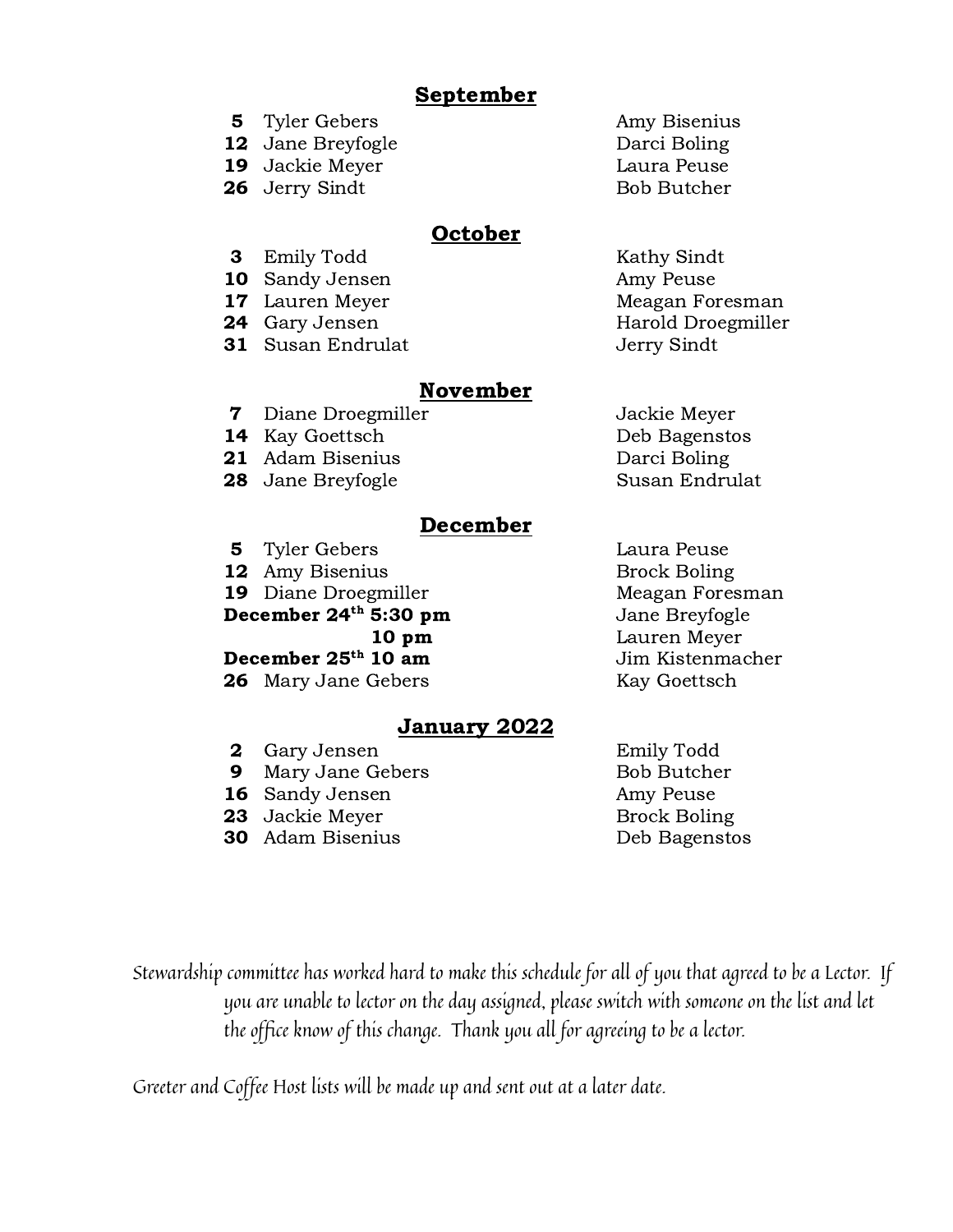## September

| | | |
|---|---|---|
| **5** | Tyler Gebers | Amy Bisenius |
| **12** | Jane Breyfogle | Darci Boling |
| **19** | Jackie Meyer | Laura Peuse |
| **26** | Jerry Sindt | Bob Butcher |

## October

| | | |
|---|---|---|
| **3** | Emily Todd | Kathy Sindt |
| **10** | Sandy Jensen | Amy Peuse |
| **17** | Lauren Meyer | Meagan Foresman |
| **24** | Gary Jensen | Harold Droegmiller |
| **31** | Susan Endrulat | Jerry Sindt |

## November

| | | |
|---|---|---|
| **7** | Diane Droegmiller | Jackie Meyer |
| **14** | Kay Goettsch | Deb Bagenstos |
| **21** | Adam Bisenius | Darci Boling |
| **28** | Jane Breyfogle | Susan Endrulat |

## December

| | | |
|---|---|---|
| **5** | Tyler Gebers | Laura Peuse |
| **12** | Amy Bisenius | Brock Boling |
| **19** | Diane Droegmiller | Meagan Foresman |
| **December 24th 5:30 pm** | | Jane Breyfogle |
| **10 pm** | | Lauren Meyer |
| **December 25th 10 am** | | Jim Kistenmacher |
| **26** | Mary Jane Gebers | Kay Goettsch |

## January 2022

| | | |
|---|---|---|
| **2** | Gary Jensen | Emily Todd |
| **9** | Mary Jane Gebers | Bob Butcher |
| **16** | Sandy Jensen | Amy Peuse |
| **23** | Jackie Meyer | Brock Boling |
| **30** | Adam Bisenius | Deb Bagenstos |

*Stewardship committee has worked hard to make this schedule for all of you that agreed to be a Lector. If you are unable to lector on the day assigned, please switch with someone on the list and let the office know of this change. Thank you all for agreeing to be a lector.*

*Greeter and Coffee Host lists will be made up and sent out at a later date.*